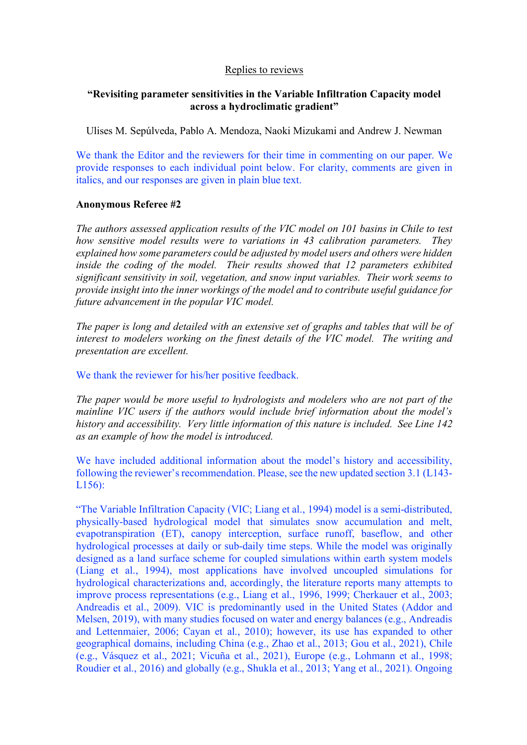<u>Replies to reviews</u>

**"Revisiting parameter sensitivities in the Variable Infiltration Capacity model across a hydroclimatic gradient"**

Ulises M. Sepúlveda, Pablo A. Mendoza, Naoki Mizukami and Andrew J. Newman

We thank the Editor and the reviewers for their time in commenting on our paper. We provide responses to each individual point below. For clarity, comments are given in italics, and our responses are given in plain blue text.

**Anonymous Referee #2**

*The authors assessed application results of the VIC model on 101 basins in Chile to test how sensitive model results were to variations in 43 calibration parameters. They explained how some parameters could be adjusted by model users and others were hidden inside the coding of the model. Their results showed that 12 parameters exhibited significant sensitivity in soil, vegetation, and snow input variables. Their work seems to provide insight into the inner workings of the model and to contribute useful guidance for future advancement in the popular VIC model.*

*The paper is long and detailed with an extensive set of graphs and tables that will be of interest to modelers working on the finest details of the VIC model. The writing and presentation are excellent.*

We thank the reviewer for his/her positive feedback.

*The paper would be more useful to hydrologists and modelers who are not part of the mainline VIC users if the authors would include brief information about the model's history and accessibility. Very little information of this nature is included. See Line 142 as an example of how the model is introduced.*

We have included additional information about the model's history and accessibility, following the reviewer's recommendation. Please, see the new updated section 3.1 (L143-L156):

"The Variable Infiltration Capacity (VIC; Liang et al., 1994) model is a semi-distributed, physically-based hydrological model that simulates snow accumulation and melt, evapotranspiration (ET), canopy interception, surface runoff, baseflow, and other hydrological processes at daily or sub-daily time steps. While the model was originally designed as a land surface scheme for coupled simulations within earth system models (Liang et al., 1994), most applications have involved uncoupled simulations for hydrological characterizations and, accordingly, the literature reports many attempts to improve process representations (e.g., Liang et al., 1996, 1999; Cherkauer et al., 2003; Andreadis et al., 2009). VIC is predominantly used in the United States (Addor and Melsen, 2019), with many studies focused on water and energy balances (e.g., Andreadis and Lettenmaier, 2006; Cayan et al., 2010); however, its use has expanded to other geographical domains, including China (e.g., Zhao et al., 2013; Gou et al., 2021), Chile (e.g., Vásquez et al., 2021; Vicuña et al., 2021), Europe (e.g., Lohmann et al., 1998; Roudier et al., 2016) and globally (e.g., Shukla et al., 2013; Yang et al., 2021). Ongoing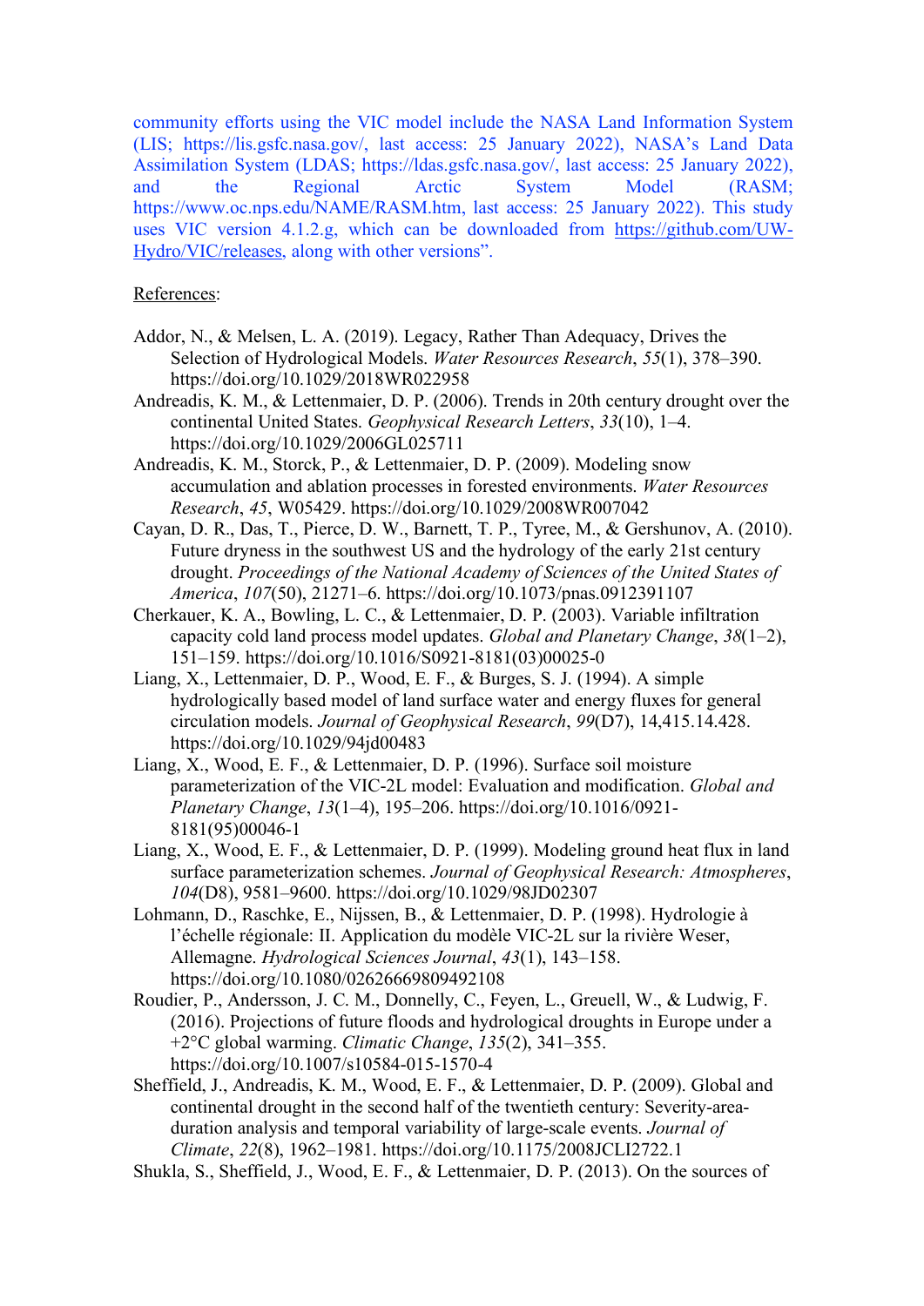community efforts using the VIC model include the NASA Land Information System (LIS; https://lis.gsfc.nasa.gov/, last access: 25 January 2022), NASA's Land Data Assimilation System (LDAS; https://ldas.gsfc.nasa.gov/, last access: 25 January 2022), and the Regional Arctic System Model (RASM; https://www.oc.nps.edu/NAME/RASM.htm, last access: 25 January 2022). This study uses VIC version 4.1.2.g, which can be downloaded from https://github.com/UW-Hydro/VIC/releases, along with other versions".

References:

Addor, N., & Melsen, L. A. (2019). Legacy, Rather Than Adequacy, Drives the Selection of Hydrological Models. *Water Resources Research*, *55*(1), 378–390. https://doi.org/10.1029/2018WR022958

Andreadis, K. M., & Lettenmaier, D. P. (2006). Trends in 20th century drought over the continental United States. *Geophysical Research Letters*, *33*(10), 1–4. https://doi.org/10.1029/2006GL025711

Andreadis, K. M., Storck, P., & Lettenmaier, D. P. (2009). Modeling snow accumulation and ablation processes in forested environments. *Water Resources Research*, *45*, W05429. https://doi.org/10.1029/2008WR007042

Cayan, D. R., Das, T., Pierce, D. W., Barnett, T. P., Tyree, M., & Gershunov, A. (2010). Future dryness in the southwest US and the hydrology of the early 21st century drought. *Proceedings of the National Academy of Sciences of the United States of America*, *107*(50), 21271–6. https://doi.org/10.1073/pnas.0912391107

Cherkauer, K. A., Bowling, L. C., & Lettenmaier, D. P. (2003). Variable infiltration capacity cold land process model updates. *Global and Planetary Change*, *38*(1–2), 151–159. https://doi.org/10.1016/S0921-8181(03)00025-0

Liang, X., Lettenmaier, D. P., Wood, E. F., & Burges, S. J. (1994). A simple hydrologically based model of land surface water and energy fluxes for general circulation models. *Journal of Geophysical Research*, *99*(D7), 14,415.14.428. https://doi.org/10.1029/94jd00483

Liang, X., Wood, E. F., & Lettenmaier, D. P. (1996). Surface soil moisture parameterization of the VIC-2L model: Evaluation and modification. *Global and Planetary Change*, *13*(1–4), 195–206. https://doi.org/10.1016/0921-8181(95)00046-1

Liang, X., Wood, E. F., & Lettenmaier, D. P. (1999). Modeling ground heat flux in land surface parameterization schemes. *Journal of Geophysical Research: Atmospheres*, *104*(D8), 9581–9600. https://doi.org/10.1029/98JD02307

Lohmann, D., Raschke, E., Nijssen, B., & Lettenmaier, D. P. (1998). Hydrologie à l'échelle régionale: II. Application du modèle VIC-2L sur la rivière Weser, Allemagne. *Hydrological Sciences Journal*, *43*(1), 143–158. https://doi.org/10.1080/02626669809492108

Roudier, P., Andersson, J. C. M., Donnelly, C., Feyen, L., Greuell, W., & Ludwig, F. (2016). Projections of future floods and hydrological droughts in Europe under a +2°C global warming. *Climatic Change*, *135*(2), 341–355. https://doi.org/10.1007/s10584-015-1570-4

Sheffield, J., Andreadis, K. M., Wood, E. F., & Lettenmaier, D. P. (2009). Global and continental drought in the second half of the twentieth century: Severity-area-duration analysis and temporal variability of large-scale events. *Journal of Climate*, *22*(8), 1962–1981. https://doi.org/10.1175/2008JCLI2722.1

Shukla, S., Sheffield, J., Wood, E. F., & Lettenmaier, D. P. (2013). On the sources of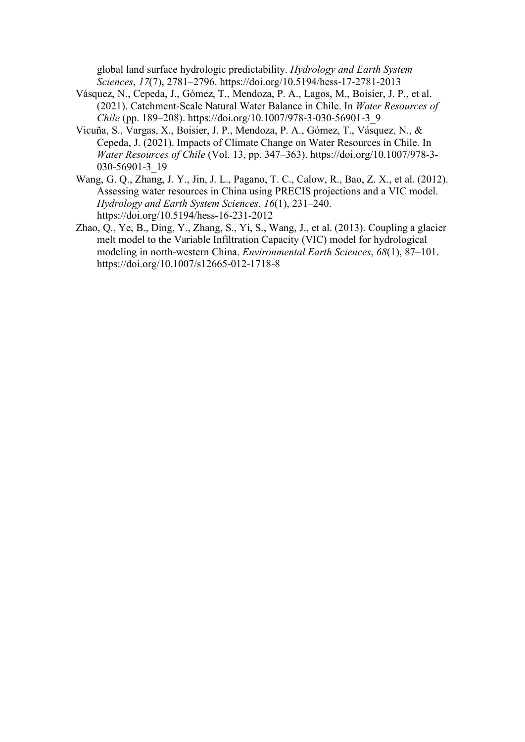global land surface hydrologic predictability. *Hydrology and Earth System Sciences*, *17*(7), 2781–2796. https://doi.org/10.5194/hess-17-2781-2013

Vásquez, N., Cepeda, J., Gómez, T., Mendoza, P. A., Lagos, M., Boisier, J. P., et al. (2021). Catchment-Scale Natural Water Balance in Chile. In *Water Resources of Chile* (pp. 189–208). https://doi.org/10.1007/978-3-030-56901-3_9

Vicuña, S., Vargas, X., Boisier, J. P., Mendoza, P. A., Gómez, T., Vásquez, N., & Cepeda, J. (2021). Impacts of Climate Change on Water Resources in Chile. In *Water Resources of Chile* (Vol. 13, pp. 347–363). https://doi.org/10.1007/978-3-030-56901-3_19

Wang, G. Q., Zhang, J. Y., Jin, J. L., Pagano, T. C., Calow, R., Bao, Z. X., et al. (2012). Assessing water resources in China using PRECIS projections and a VIC model. *Hydrology and Earth System Sciences*, *16*(1), 231–240. https://doi.org/10.5194/hess-16-231-2012

Zhao, Q., Ye, B., Ding, Y., Zhang, S., Yi, S., Wang, J., et al. (2013). Coupling a glacier melt model to the Variable Infiltration Capacity (VIC) model for hydrological modeling in north-western China. *Environmental Earth Sciences*, *68*(1), 87–101. https://doi.org/10.1007/s12665-012-1718-8